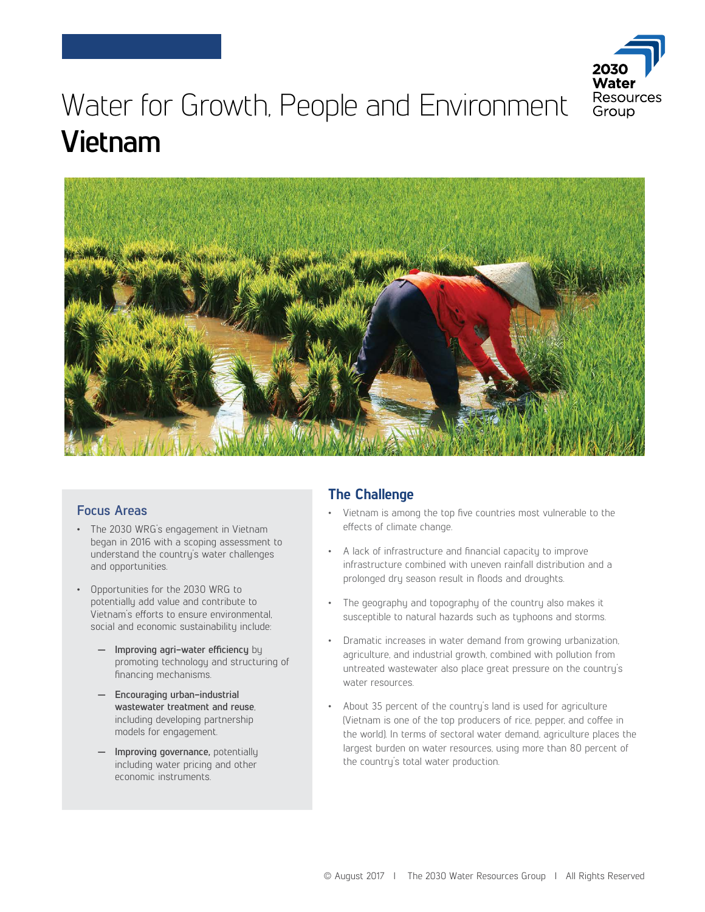# Water for Growth, People and Environment
# Vietnam

## Focus Areas

- The 2030 WRG's engagement in Vietnam began in 2016 with a scoping assessment to understand the country's water challenges and opportunities.
- Opportunities for the 2030 WRG to potentially add value and contribute to Vietnam's efforts to ensure environmental, social and economic sustainability include:
  - **Improving agri-water efficiency** by promoting technology and structuring of financing mechanisms.
  - **Encouraging urban-industrial wastewater treatment and reuse**, including developing partnership models for engagement.
  - **Improving governance,** potentially including water pricing and other economic instruments.

## The Challenge

- Vietnam is among the top five countries most vulnerable to the effects of climate change.
- A lack of infrastructure and financial capacity to improve infrastructure combined with uneven rainfall distribution and a prolonged dry season result in floods and droughts.
- The geography and topography of the country also makes it susceptible to natural hazards such as typhoons and storms.
- Dramatic increases in water demand from growing urbanization, agriculture, and industrial growth, combined with pollution from untreated wastewater also place great pressure on the country's water resources.
- About 35 percent of the country's land is used for agriculture (Vietnam is one of the top producers of rice, pepper, and coffee in the world). In terms of sectoral water demand, agriculture places the largest burden on water resources, using more than 80 percent of the country's total water production.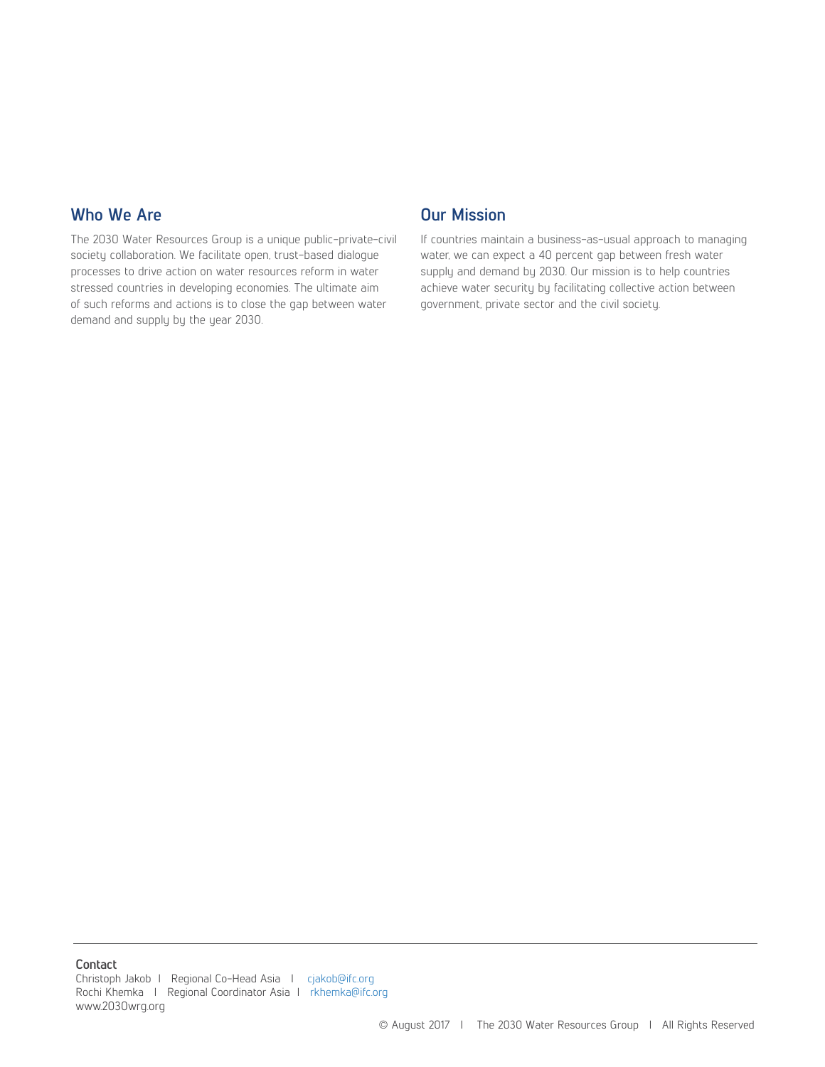## Who We Are

The 2030 Water Resources Group is a unique public-private-civil society collaboration. We facilitate open, trust-based dialogue processes to drive action on water resources reform in water stressed countries in developing economies. The ultimate aim of such reforms and actions is to close the gap between water demand and supply by the year 2030.

## Our Mission

If countries maintain a business-as-usual approach to managing water, we can expect a 40 percent gap between fresh water supply and demand by 2030. Our mission is to help countries achieve water security by facilitating collective action between government, private sector and the civil society.

---

**Contact**
Christoph Jakob | Regional Co-Head Asia | cjakob@ifc.org
Rochi Khemka | Regional Coordinator Asia | rkhemka@ifc.org
www.2030wrg.org

© August 2017 | The 2030 Water Resources Group | All Rights Reserved